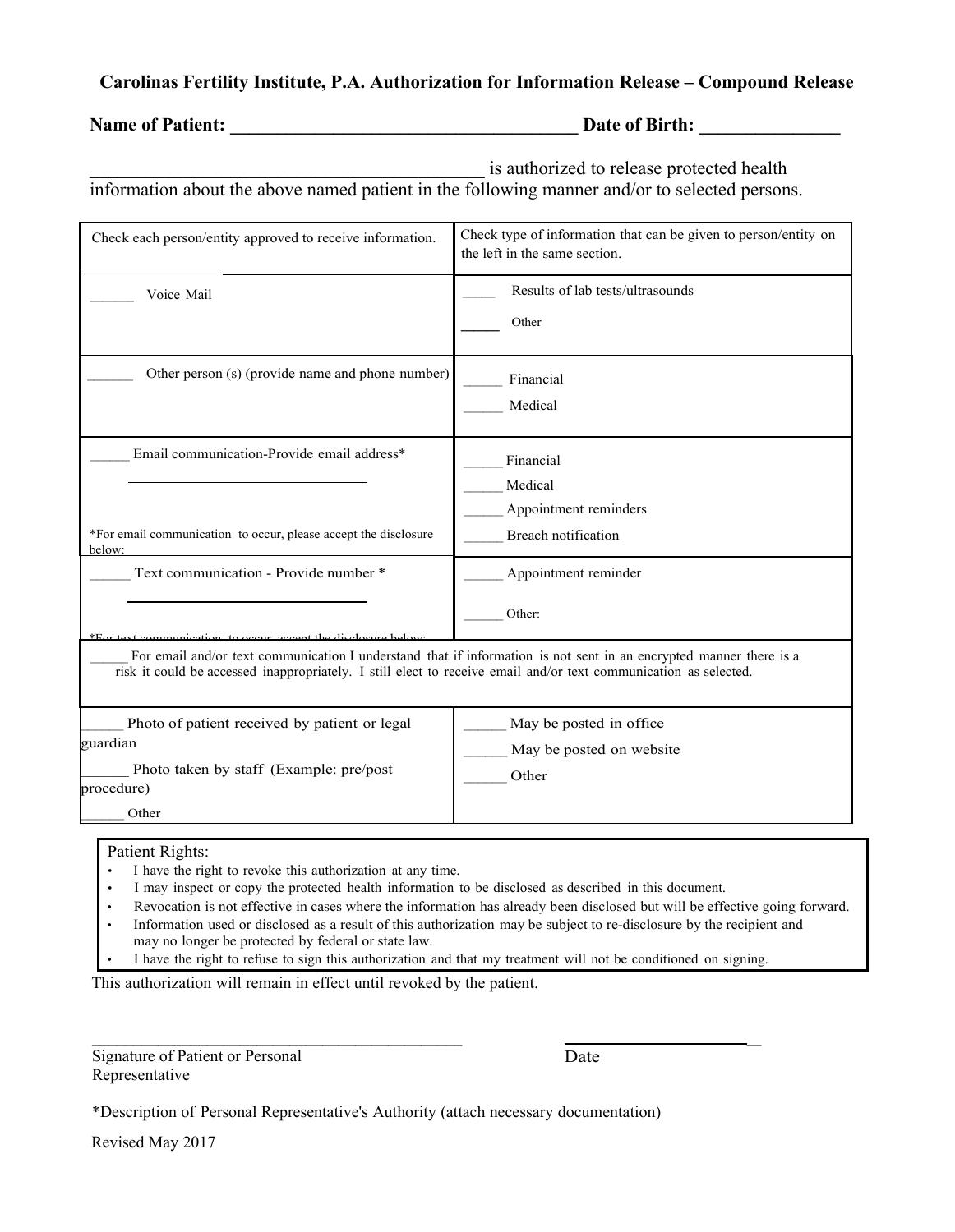**Carolinas Fertility Institute, P.A. Authorization for Information Release – Compound Release**

**Name of Patient: _____________________________________ Date of Birth: _______________**

__________________________________________ is authorized to release protected health information about the above named patient in the following manner and/or to selected persons.

| Check each person/entity approved to receive information. | Check type of information that can be given to person/entity on the left in the same section. |
|---|---|
| ______ Voice Mail | _____ Results of lab tests/ultrasounds<br>_____ Other |
| ______ Other person (s) (provide name and phone number) | _____ Financial<br>_____ Medical |
| _____ Email communication-Provide email address*<br>______________________________<br>*For email communication to occur, please accept the disclosure below: | _____ Financial<br>_____ Medical<br>_____ Appointment reminders<br>_____ Breach notification |
| _____ Text communication - Provide number *<br>______________________________<br>*For text communication to occur, accept the disclosure below: | _____ Appointment reminder<br>_____ Other: |
| _____ For email and/or text communication I understand that if information is not sent in an encrypted manner there is a risk it could be accessed inappropriately. I still elect to receive email and/or text communication as selected. | |
| _____ Photo of patient received by patient or legal guardian<br>______ Photo taken by staff (Example: pre/post procedure)<br>______ Other | _____ May be posted in office<br>_____ May be posted on website<br>_____ Other |

Patient Rights:

- I have the right to revoke this authorization at any time.
- I may inspect or copy the protected health information to be disclosed as described in this document.
- Revocation is not effective in cases where the information has already been disclosed but will be effective going forward.
- Information used or disclosed as a result of this authorization may be subject to re-disclosure by the recipient and may no longer be protected by federal or state law.
- I have the right to refuse to sign this authorization and that my treatment will not be conditioned on signing.

This authorization will remain in effect until revoked by the patient.

_____________________________________________ &nbsp;&nbsp;&nbsp;&nbsp; ______________________

Signature of Patient or Personal Representative &nbsp;&nbsp;&nbsp;&nbsp; Date

*Description of Personal Representative's Authority (attach necessary documentation)

Revised May 2017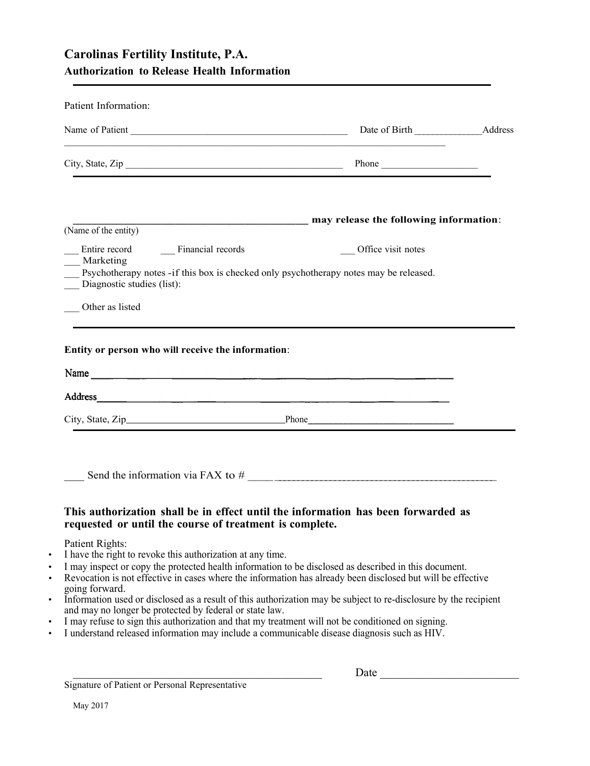# Carolinas Fertility Institute, P.A.

## Authorization to Release Health Information

Patient Information:

Name of Patient ____________________________________________ Date of Birth _____________ Address ________________________________________________________________________________

City, State, Zip ____________________________________________ Phone ___________________

______________________________________________ **may release the following information**:
(Name of the entity)

___ Entire record ___ Financial records ___ Office visit notes
___ Marketing
___ Psychotherapy notes -if this box is checked only psychotherapy notes may be released.
___ Diagnostic studies (list):

___ Other as listed

**Entity or person who will receive the information**:

Name ______________________________________________________________________

Address ____________________________________________________________________

City, State, Zip ________________________________ Phone ____________________________

___ Send the information via FAX to # ______________________________________________

**This authorization shall be in effect until the information has been forwarded as requested or until the course of treatment is complete.**

Patient Rights:

- I have the right to revoke this authorization at any time.
- I may inspect or copy the protected health information to be disclosed as described in this document.
- Revocation is not effective in cases where the information has already been disclosed but will be effective going forward.
- Information used or disclosed as a result of this authorization may be subject to re-disclosure by the recipient and may no longer be protected by federal or state law.
- I may refuse to sign this authorization and that my treatment will not be conditioned on signing.
- I understand released information may include a communicable disease diagnosis such as HIV.

________________________________________________ Date ________________________
Signature of Patient or Personal Representative

May 2017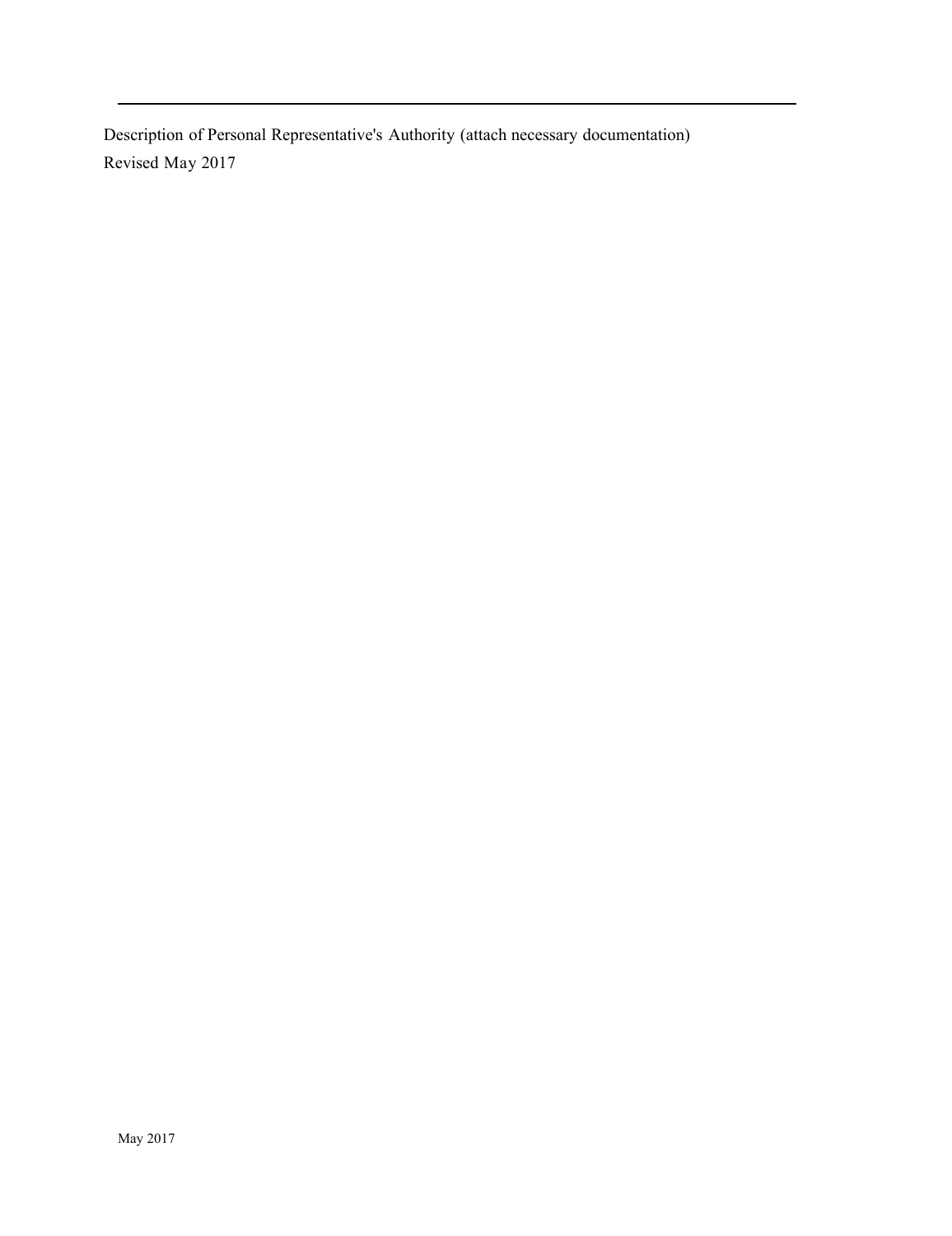_______________________________________________________________________________

Description of Personal Representative's Authority (attach necessary documentation)

Revised May 2017